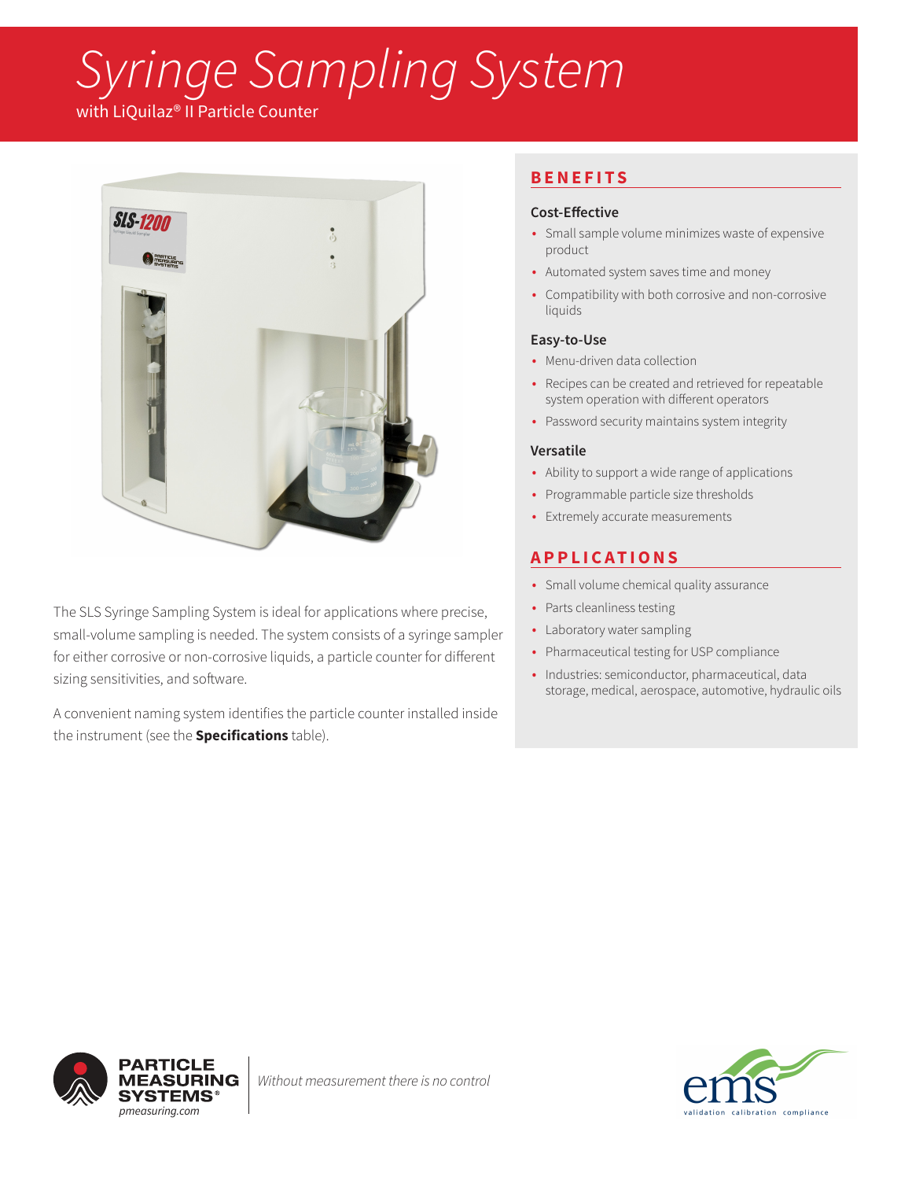# Syringe Sampling System

with LiQuilaz® II Particle Counter

The SLS Syringe Sampling System is ideal for applications where precise, small-volume sampling is needed. The system consists of a syringe sampler for either corrosive or non-corrosive liquids, a particle counter for different sizing sensitivities, and software.

A convenient naming system identifies the particle counter installed inside the instrument (see the **Specifications** table).

## BENEFITS

### Cost-Effective

- Small sample volume minimizes waste of expensive product
- Automated system saves time and money
- Compatibility with both corrosive and non-corrosive liquids

### Easy-to-Use

- Menu-driven data collection
- Recipes can be created and retrieved for repeatable system operation with different operators
- Password security maintains system integrity

### Versatile

- Ability to support a wide range of applications
- Programmable particle size thresholds
- Extremely accurate measurements

## APPLICATIONS

- Small volume chemical quality assurance
- Parts cleanliness testing
- Laboratory water sampling
- Pharmaceutical testing for USP compliance
- Industries: semiconductor, pharmaceutical, data storage, medical, aerospace, automotive, hydraulic oils

PARTICLE MEASURING SYSTEMS® pmeasuring.com | *Without measurement there is no control*

ems validation calibration compliance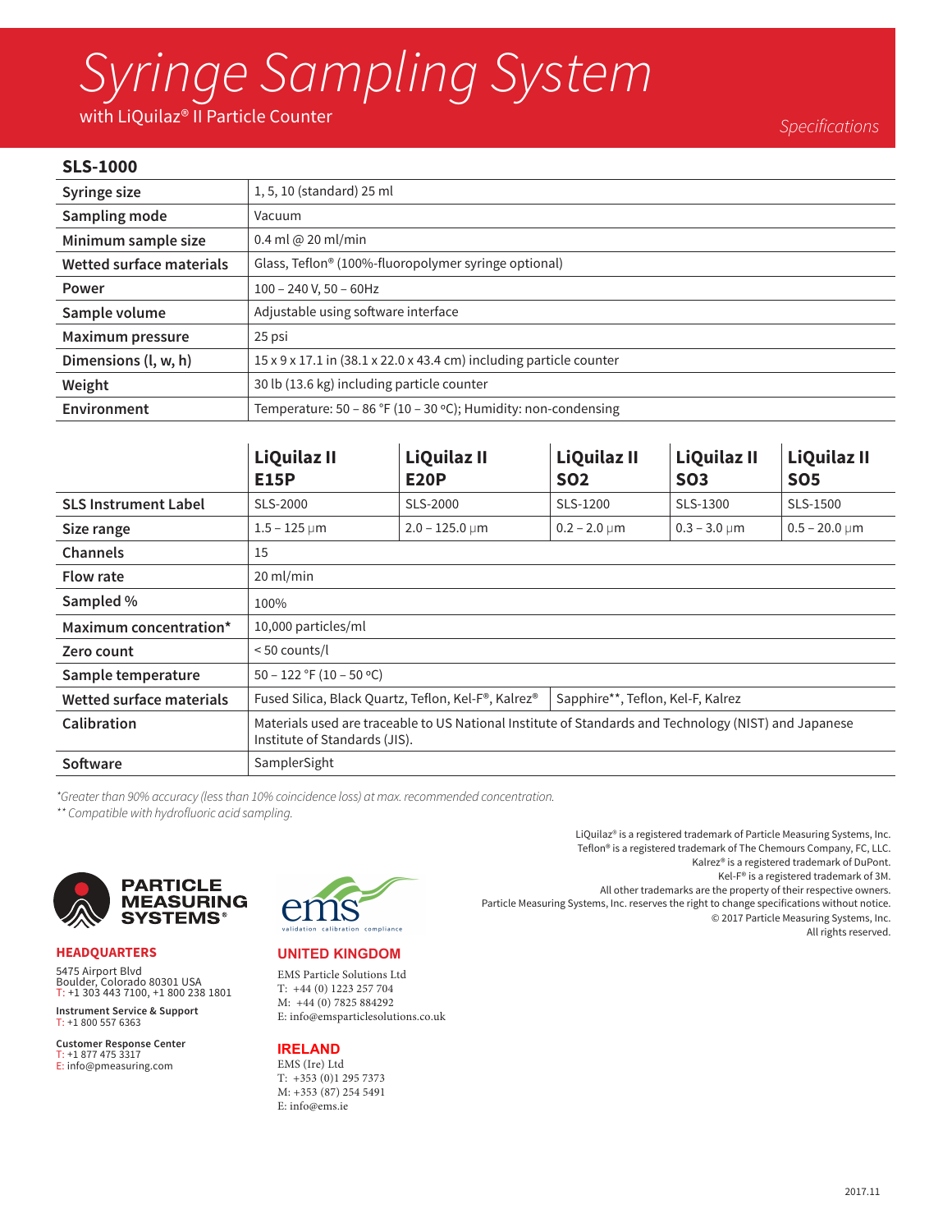# Syringe Sampling System

with LiQuilaz® II Particle Counter

*Specifications*

## SLS-1000

| | |
|---|---|
| **Syringe size** | 1, 5, 10 (standard) 25 ml |
| **Sampling mode** | Vacuum |
| **Minimum sample size** | 0.4 ml @ 20 ml/min |
| **Wetted surface materials** | Glass, Teflon® (100%-fluoropolymer syringe optional) |
| **Power** | 100 – 240 V, 50 – 60Hz |
| **Sample volume** | Adjustable using software interface |
| **Maximum pressure** | 25 psi |
| **Dimensions (l, w, h)** | 15 x 9 x 17.1 in (38.1 x 22.0 x 43.4 cm) including particle counter |
| **Weight** | 30 lb (13.6 kg) including particle counter |
| **Environment** | Temperature: 50 – 86 °F (10 – 30 °C); Humidity: non-condensing |

| | **LiQuilaz II E15P** | **LiQuilaz II E20P** | **LiQuilaz II SO2** | **LiQuilaz II SO3** | **LiQuilaz II SO5** |
|---|---|---|---|---|---|
| **SLS Instrument Label** | SLS-2000 | SLS-2000 | SLS-1200 | SLS-1300 | SLS-1500 |
| **Size range** | 1.5 – 125 µm | 2.0 – 125.0 µm | 0.2 – 2.0 µm | 0.3 – 3.0 µm | 0.5 – 20.0 µm |
| **Channels** | 15 | | | | |
| **Flow rate** | 20 ml/min | | | | |
| **Sampled %** | 100% | | | | |
| **Maximum concentration*** | 10,000 particles/ml | | | | |
| **Zero count** | < 50 counts/l | | | | |
| **Sample temperature** | 50 – 122 °F (10 – 50 °C) | | | | |
| **Wetted surface materials** | Fused Silica, Black Quartz, Teflon, Kel-F®, Kalrez® | | Sapphire**, Teflon, Kel-F, Kalrez | | |
| **Calibration** | Materials used are traceable to US National Institute of Standards and Technology (NIST) and Japanese Institute of Standards (JIS). | | | | |
| **Software** | SamplerSight | | | | |

*\*Greater than 90% accuracy (less than 10% coincidence loss) at max. recommended concentration.*

*\*\* Compatible with hydrofluoric acid sampling.*

LiQuilaz® is a registered trademark of Particle Measuring Systems, Inc.
Teflon® is a registered trademark of The Chemours Company, FC, LLC.
Kalrez® is a registered trademark of DuPont.
Kel-F® is a registered trademark of 3M.
All other trademarks are the property of their respective owners.
Particle Measuring Systems, Inc. reserves the right to change specifications without notice.
© 2017 Particle Measuring Systems, Inc.
All rights reserved.

**PARTICLE MEASURING SYSTEMS®**

### HEADQUARTERS

5475 Airport Blvd
Boulder, Colorado 80301 USA
T: +1 303 443 7100, +1 800 238 1801

**Instrument Service & Support**
T: +1 800 557 6363

**Customer Response Center**
T: +1 877 475 3317
E: info@pmeasuring.com

ems
validation calibration compliance

### UNITED KINGDOM

EMS Particle Solutions Ltd
T: +44 (0) 1223 257 704
M: +44 (0) 7825 884292
E: info@emsparticlesolutions.co.uk

### IRELAND

EMS (Ire) Ltd
T: +353 (0)1 295 7373
M: +353 (87) 254 5491
E: info@ems.ie

2017.11